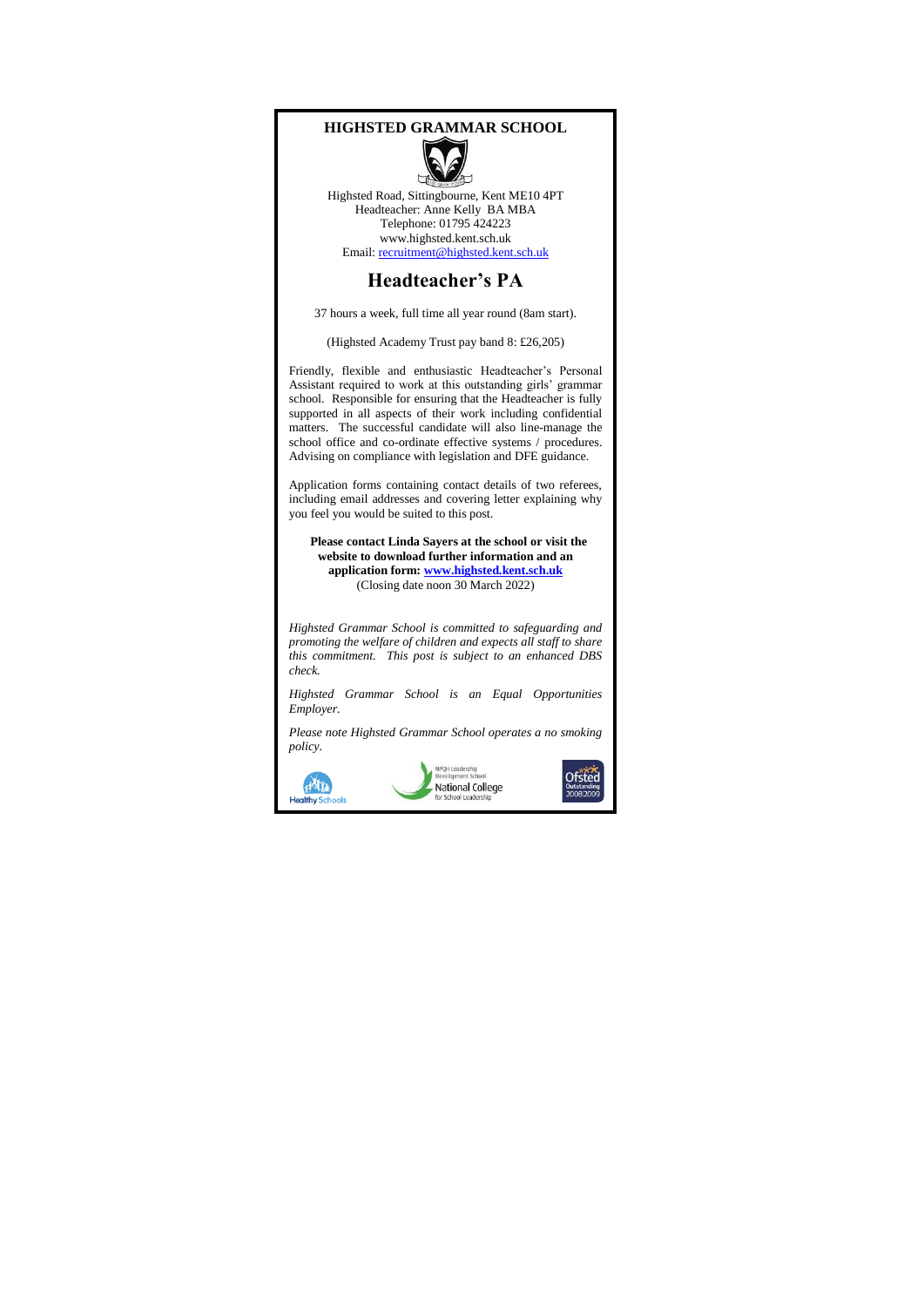# HIGHSTED GRAMMAR SCHOOL

Highsted Road, Sittingbourne, Kent ME10 4PT
Headteacher: Anne Kelly BA MBA
Telephone: 01795 424223
www.highsted.kent.sch.uk
Email: recruitment@highsted.kent.sch.uk

## Headteacher's PA

37 hours a week, full time all year round (8am start).

(Highsted Academy Trust pay band 8: £26,205)

Friendly, flexible and enthusiastic Headteacher's Personal Assistant required to work at this outstanding girls' grammar school. Responsible for ensuring that the Headteacher is fully supported in all aspects of their work including confidential matters. The successful candidate will also line-manage the school office and co-ordinate effective systems / procedures. Advising on compliance with legislation and DFE guidance.

Application forms containing contact details of two referees, including email addresses and covering letter explaining why you feel you would be suited to this post.

**Please contact Linda Sayers at the school or visit the website to download further information and an application form: www.highsted.kent.sch.uk**
(Closing date noon 30 March 2022)

*Highsted Grammar School is committed to safeguarding and promoting the welfare of children and expects all staff to share this commitment. This post is subject to an enhanced DBS check.*

*Highsted Grammar School is an Equal Opportunities Employer.*

*Please note Highsted Grammar School operates a no smoking policy.*

Healthy Schools

NPQH Leadership Development School
National College for School Leadership

Ofsted Outstanding 2008/2009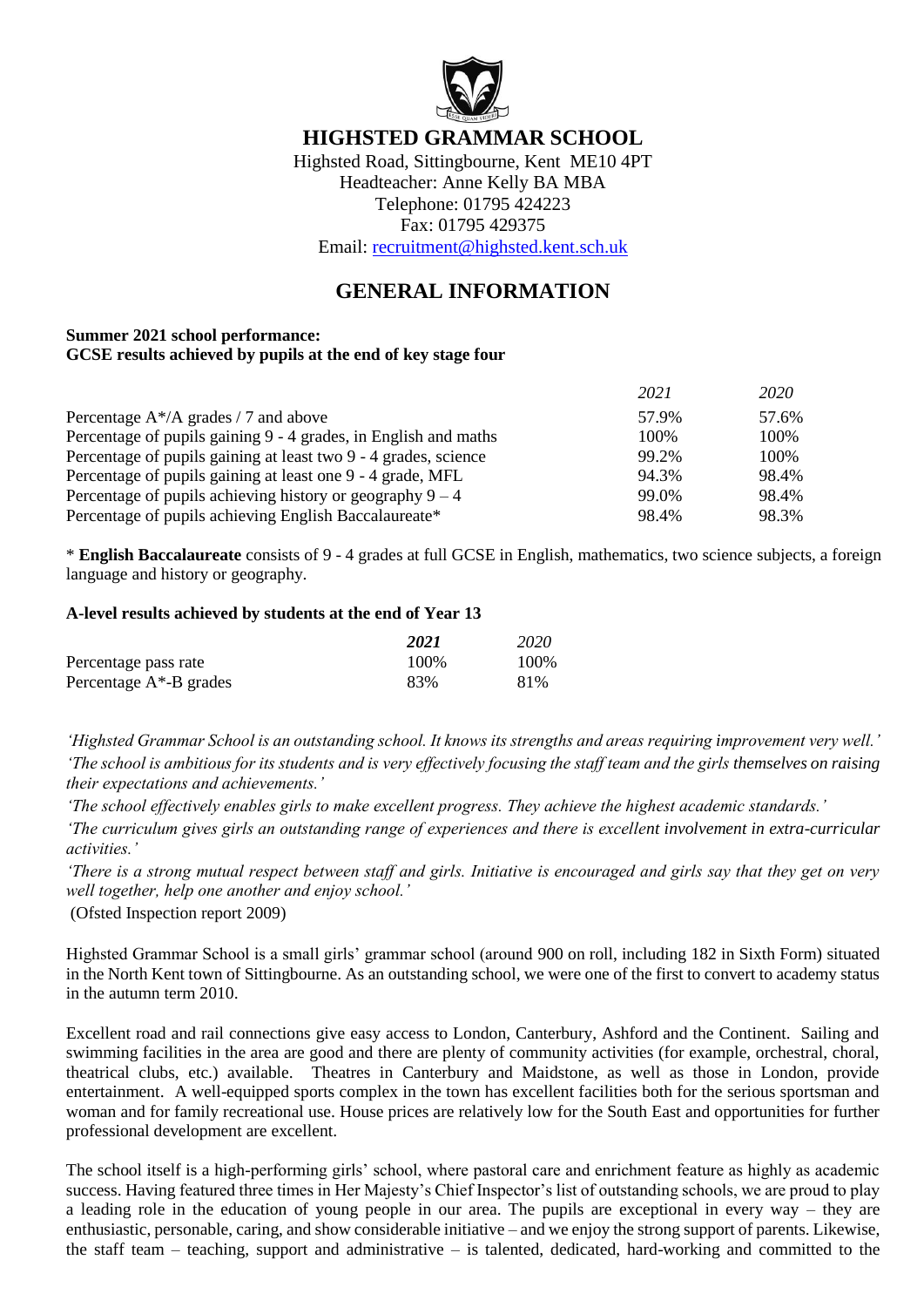# HIGHSTED GRAMMAR SCHOOL

Highsted Road, Sittingbourne, Kent ME10 4PT
Headteacher: Anne Kelly BA MBA
Telephone: 01795 424223
Fax: 01795 429375
Email: recruitment@highsted.kent.sch.uk

## GENERAL INFORMATION

**Summer 2021 school performance:**
**GCSE results achieved by pupils at the end of key stage four**

| | *2021* | *2020* |
|---|---|---|
| Percentage A*/A grades / 7 and above | 57.9% | 57.6% |
| Percentage of pupils gaining 9 - 4 grades, in English and maths | 100% | 100% |
| Percentage of pupils gaining at least two 9 - 4 grades, science | 99.2% | 100% |
| Percentage of pupils gaining at least one 9 - 4 grade, MFL | 94.3% | 98.4% |
| Percentage of pupils achieving history or geography 9 – 4 | 99.0% | 98.4% |
| Percentage of pupils achieving English Baccalaureate* | 98.4% | 98.3% |

\* **English Baccalaureate** consists of 9 - 4 grades at full GCSE in English, mathematics, two science subjects, a foreign language and history or geography.

**A-level results achieved by students at the end of Year 13**

| | ***2021*** | *2020* |
|---|---|---|
| Percentage pass rate | 100% | 100% |
| Percentage A*-B grades | 83% | 81% |

*'Highsted Grammar School is an outstanding school. It knows its strengths and areas requiring improvement very well.'*
*'The school is ambitious for its students and is very effectively focusing the staff team and the girls themselves on raising their expectations and achievements.'*
*'The school effectively enables girls to make excellent progress. They achieve the highest academic standards.'*
*'The curriculum gives girls an outstanding range of experiences and there is excellent involvement in extra-curricular activities.'*
*'There is a strong mutual respect between staff and girls. Initiative is encouraged and girls say that they get on very well together, help one another and enjoy school.'*
(Ofsted Inspection report 2009)

Highsted Grammar School is a small girls' grammar school (around 900 on roll, including 182 in Sixth Form) situated in the North Kent town of Sittingbourne. As an outstanding school, we were one of the first to convert to academy status in the autumn term 2010.

Excellent road and rail connections give easy access to London, Canterbury, Ashford and the Continent. Sailing and swimming facilities in the area are good and there are plenty of community activities (for example, orchestral, choral, theatrical clubs, etc.) available. Theatres in Canterbury and Maidstone, as well as those in London, provide entertainment. A well-equipped sports complex in the town has excellent facilities both for the serious sportsman and woman and for family recreational use. House prices are relatively low for the South East and opportunities for further professional development are excellent.

The school itself is a high-performing girls' school, where pastoral care and enrichment feature as highly as academic success. Having featured three times in Her Majesty's Chief Inspector's list of outstanding schools, we are proud to play a leading role in the education of young people in our area. The pupils are exceptional in every way – they are enthusiastic, personable, caring, and show considerable initiative – and we enjoy the strong support of parents. Likewise, the staff team – teaching, support and administrative – is talented, dedicated, hard-working and committed to the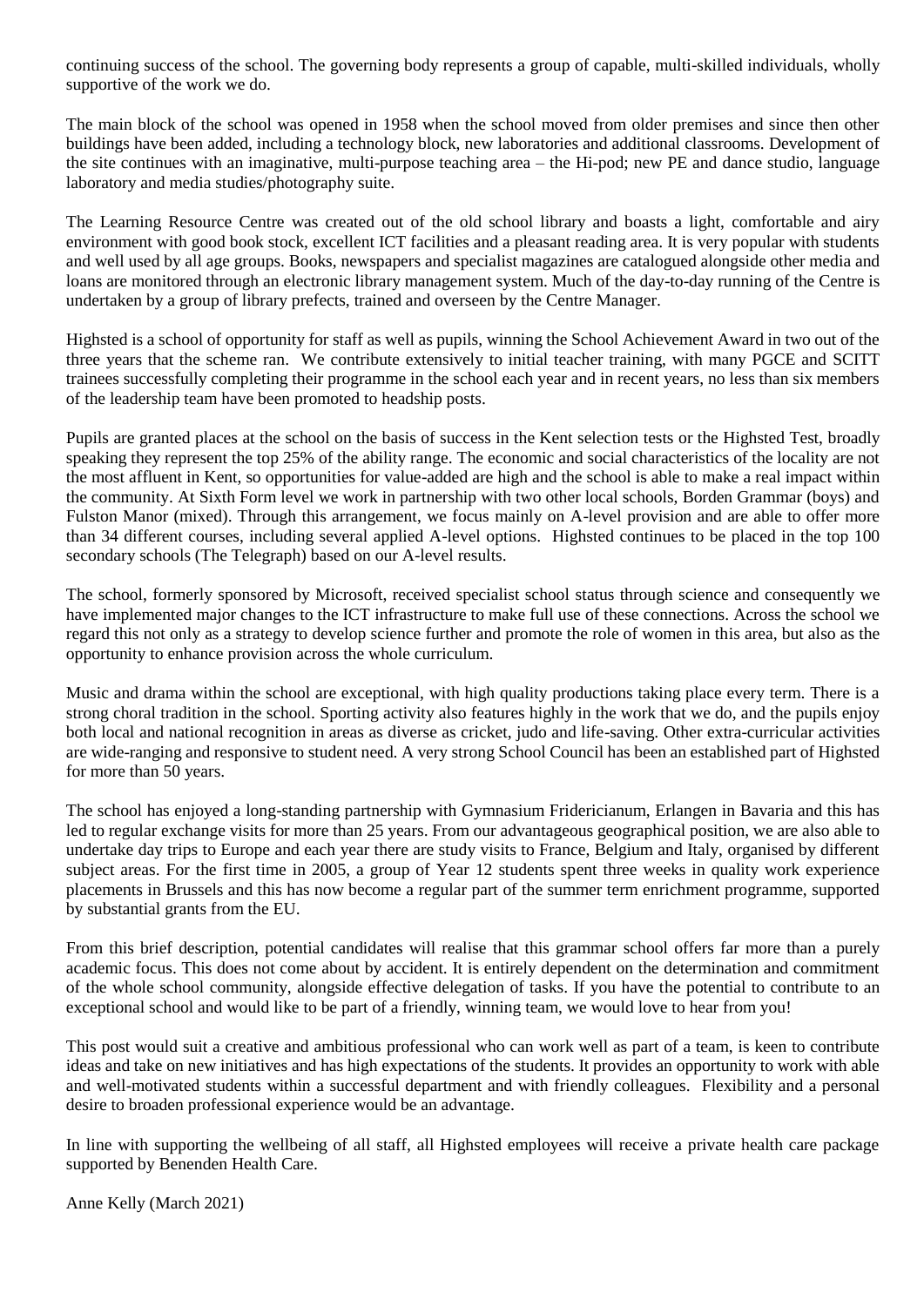continuing success of the school. The governing body represents a group of capable, multi-skilled individuals, wholly supportive of the work we do.

The main block of the school was opened in 1958 when the school moved from older premises and since then other buildings have been added, including a technology block, new laboratories and additional classrooms. Development of the site continues with an imaginative, multi-purpose teaching area – the Hi-pod; new PE and dance studio, language laboratory and media studies/photography suite.

The Learning Resource Centre was created out of the old school library and boasts a light, comfortable and airy environment with good book stock, excellent ICT facilities and a pleasant reading area. It is very popular with students and well used by all age groups. Books, newspapers and specialist magazines are catalogued alongside other media and loans are monitored through an electronic library management system. Much of the day-to-day running of the Centre is undertaken by a group of library prefects, trained and overseen by the Centre Manager.

Highsted is a school of opportunity for staff as well as pupils, winning the School Achievement Award in two out of the three years that the scheme ran. We contribute extensively to initial teacher training, with many PGCE and SCITT trainees successfully completing their programme in the school each year and in recent years, no less than six members of the leadership team have been promoted to headship posts.

Pupils are granted places at the school on the basis of success in the Kent selection tests or the Highsted Test, broadly speaking they represent the top 25% of the ability range. The economic and social characteristics of the locality are not the most affluent in Kent, so opportunities for value-added are high and the school is able to make a real impact within the community. At Sixth Form level we work in partnership with two other local schools, Borden Grammar (boys) and Fulston Manor (mixed). Through this arrangement, we focus mainly on A-level provision and are able to offer more than 34 different courses, including several applied A-level options. Highsted continues to be placed in the top 100 secondary schools (The Telegraph) based on our A-level results.

The school, formerly sponsored by Microsoft, received specialist school status through science and consequently we have implemented major changes to the ICT infrastructure to make full use of these connections. Across the school we regard this not only as a strategy to develop science further and promote the role of women in this area, but also as the opportunity to enhance provision across the whole curriculum.

Music and drama within the school are exceptional, with high quality productions taking place every term. There is a strong choral tradition in the school. Sporting activity also features highly in the work that we do, and the pupils enjoy both local and national recognition in areas as diverse as cricket, judo and life-saving. Other extra-curricular activities are wide-ranging and responsive to student need. A very strong School Council has been an established part of Highsted for more than 50 years.

The school has enjoyed a long-standing partnership with Gymnasium Fridericianum, Erlangen in Bavaria and this has led to regular exchange visits for more than 25 years. From our advantageous geographical position, we are also able to undertake day trips to Europe and each year there are study visits to France, Belgium and Italy, organised by different subject areas. For the first time in 2005, a group of Year 12 students spent three weeks in quality work experience placements in Brussels and this has now become a regular part of the summer term enrichment programme, supported by substantial grants from the EU.

From this brief description, potential candidates will realise that this grammar school offers far more than a purely academic focus. This does not come about by accident. It is entirely dependent on the determination and commitment of the whole school community, alongside effective delegation of tasks. If you have the potential to contribute to an exceptional school and would like to be part of a friendly, winning team, we would love to hear from you!

This post would suit a creative and ambitious professional who can work well as part of a team, is keen to contribute ideas and take on new initiatives and has high expectations of the students. It provides an opportunity to work with able and well-motivated students within a successful department and with friendly colleagues. Flexibility and a personal desire to broaden professional experience would be an advantage.

In line with supporting the wellbeing of all staff, all Highsted employees will receive a private health care package supported by Benenden Health Care.

Anne Kelly (March 2021)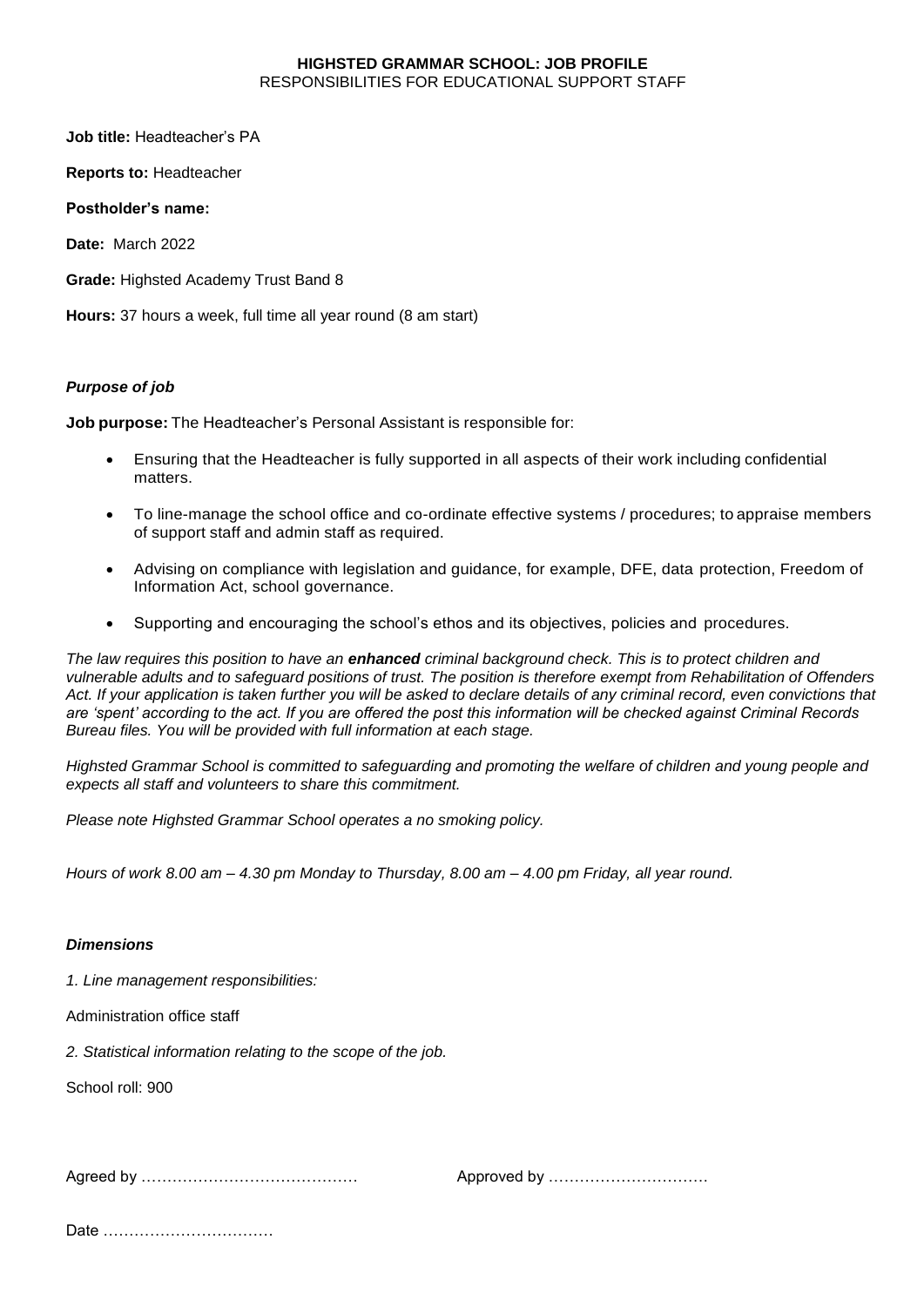**HIGHSTED GRAMMAR SCHOOL: JOB PROFILE**
RESPONSIBILITIES FOR EDUCATIONAL SUPPORT STAFF

**Job title:** Headteacher's PA

**Reports to:** Headteacher

**Postholder's name:**

**Date:** March 2022

**Grade:** Highsted Academy Trust Band 8

**Hours:** 37 hours a week, full time all year round (8 am start)

***Purpose of job***

**Job purpose:** The Headteacher's Personal Assistant is responsible for:

- Ensuring that the Headteacher is fully supported in all aspects of their work including confidential matters.
- To line-manage the school office and co-ordinate effective systems / procedures; to appraise members of support staff and admin staff as required.
- Advising on compliance with legislation and guidance, for example, DFE, data protection, Freedom of Information Act, school governance.
- Supporting and encouraging the school's ethos and its objectives, policies and procedures.

*The law requires this position to have an **enhanced** criminal background check. This is to protect children and vulnerable adults and to safeguard positions of trust. The position is therefore exempt from Rehabilitation of Offenders Act. If your application is taken further you will be asked to declare details of any criminal record, even convictions that are 'spent' according to the act. If you are offered the post this information will be checked against Criminal Records Bureau files. You will be provided with full information at each stage.*

*Highsted Grammar School is committed to safeguarding and promoting the welfare of children and young people and expects all staff and volunteers to share this commitment.*

*Please note Highsted Grammar School operates a no smoking policy.*

*Hours of work 8.00 am – 4.30 pm Monday to Thursday, 8.00 am – 4.00 pm Friday, all year round.*

***Dimensions***

*1. Line management responsibilities:*

Administration office staff

*2. Statistical information relating to the scope of the job.*

School roll: 900

Agreed by …………………………………… Approved by …………………………

Date ……………………………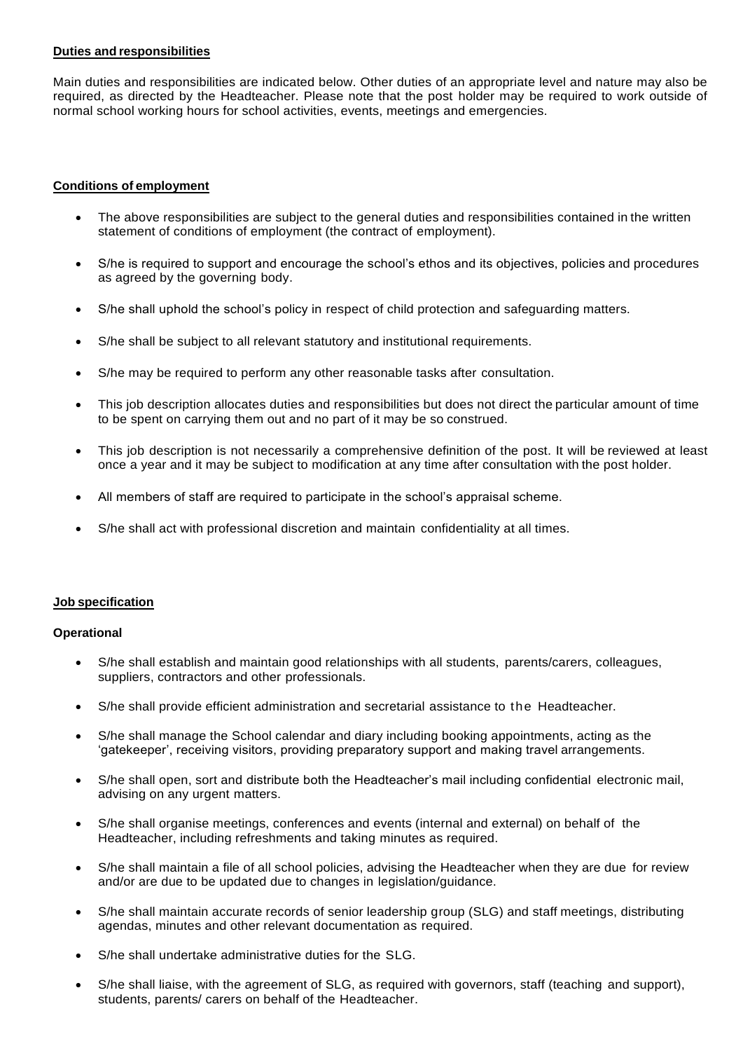**Duties and responsibilities**

Main duties and responsibilities are indicated below. Other duties of an appropriate level and nature may also be required, as directed by the Headteacher. Please note that the post holder may be required to work outside of normal school working hours for school activities, events, meetings and emergencies.

**Conditions of employment**

- The above responsibilities are subject to the general duties and responsibilities contained in the written statement of conditions of employment (the contract of employment).
- S/he is required to support and encourage the school's ethos and its objectives, policies and procedures as agreed by the governing body.
- S/he shall uphold the school's policy in respect of child protection and safeguarding matters.
- S/he shall be subject to all relevant statutory and institutional requirements.
- S/he may be required to perform any other reasonable tasks after consultation.
- This job description allocates duties and responsibilities but does not direct the particular amount of time to be spent on carrying them out and no part of it may be so construed.
- This job description is not necessarily a comprehensive definition of the post. It will be reviewed at least once a year and it may be subject to modification at any time after consultation with the post holder.
- All members of staff are required to participate in the school's appraisal scheme.
- S/he shall act with professional discretion and maintain confidentiality at all times.

**Job specification**

**Operational**

- S/he shall establish and maintain good relationships with all students, parents/carers, colleagues, suppliers, contractors and other professionals.
- S/he shall provide efficient administration and secretarial assistance to the Headteacher.
- S/he shall manage the School calendar and diary including booking appointments, acting as the 'gatekeeper', receiving visitors, providing preparatory support and making travel arrangements.
- S/he shall open, sort and distribute both the Headteacher's mail including confidential electronic mail, advising on any urgent matters.
- S/he shall organise meetings, conferences and events (internal and external) on behalf of the Headteacher, including refreshments and taking minutes as required.
- S/he shall maintain a file of all school policies, advising the Headteacher when they are due for review and/or are due to be updated due to changes in legislation/guidance.
- S/he shall maintain accurate records of senior leadership group (SLG) and staff meetings, distributing agendas, minutes and other relevant documentation as required.
- S/he shall undertake administrative duties for the SLG.
- S/he shall liaise, with the agreement of SLG, as required with governors, staff (teaching and support), students, parents/ carers on behalf of the Headteacher.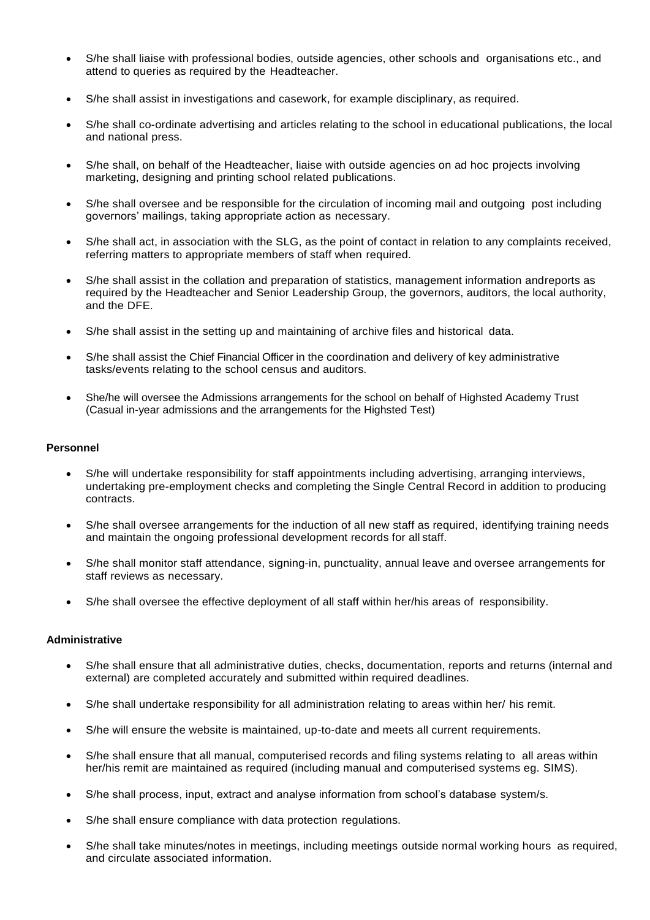- S/he shall liaise with professional bodies, outside agencies, other schools and organisations etc., and attend to queries as required by the Headteacher.
- S/he shall assist in investigations and casework, for example disciplinary, as required.
- S/he shall co-ordinate advertising and articles relating to the school in educational publications, the local and national press.
- S/he shall, on behalf of the Headteacher, liaise with outside agencies on ad hoc projects involving marketing, designing and printing school related publications.
- S/he shall oversee and be responsible for the circulation of incoming mail and outgoing post including governors' mailings, taking appropriate action as necessary.
- S/he shall act, in association with the SLG, as the point of contact in relation to any complaints received, referring matters to appropriate members of staff when required.
- S/he shall assist in the collation and preparation of statistics, management information andreports as required by the Headteacher and Senior Leadership Group, the governors, auditors, the local authority, and the DFE.
- S/he shall assist in the setting up and maintaining of archive files and historical data.
- S/he shall assist the Chief Financial Officer in the coordination and delivery of key administrative tasks/events relating to the school census and auditors.
- She/he will oversee the Admissions arrangements for the school on behalf of Highsted Academy Trust (Casual in-year admissions and the arrangements for the Highsted Test)

**Personnel**

- S/he will undertake responsibility for staff appointments including advertising, arranging interviews, undertaking pre-employment checks and completing the Single Central Record in addition to producing contracts.
- S/he shall oversee arrangements for the induction of all new staff as required, identifying training needs and maintain the ongoing professional development records for all staff.
- S/he shall monitor staff attendance, signing-in, punctuality, annual leave and oversee arrangements for staff reviews as necessary.
- S/he shall oversee the effective deployment of all staff within her/his areas of responsibility.

**Administrative**

- S/he shall ensure that all administrative duties, checks, documentation, reports and returns (internal and external) are completed accurately and submitted within required deadlines.
- S/he shall undertake responsibility for all administration relating to areas within her/ his remit.
- S/he will ensure the website is maintained, up-to-date and meets all current requirements.
- S/he shall ensure that all manual, computerised records and filing systems relating to all areas within her/his remit are maintained as required (including manual and computerised systems eg. SIMS).
- S/he shall process, input, extract and analyse information from school's database system/s.
- S/he shall ensure compliance with data protection regulations.
- S/he shall take minutes/notes in meetings, including meetings outside normal working hours as required, and circulate associated information.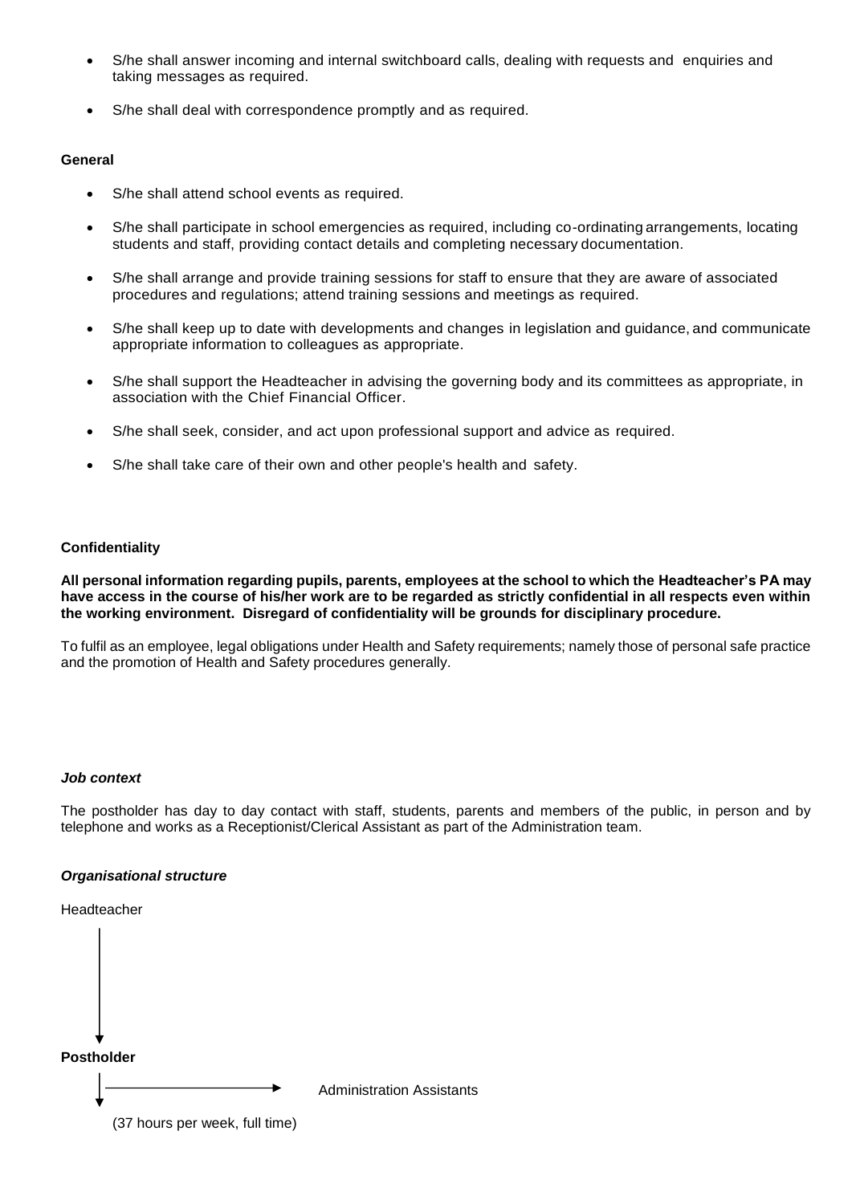- S/he shall answer incoming and internal switchboard calls, dealing with requests and enquiries and taking messages as required.
- S/he shall deal with correspondence promptly and as required.

**General**

- S/he shall attend school events as required.
- S/he shall participate in school emergencies as required, including co-ordinating arrangements, locating students and staff, providing contact details and completing necessary documentation.
- S/he shall arrange and provide training sessions for staff to ensure that they are aware of associated procedures and regulations; attend training sessions and meetings as required.
- S/he shall keep up to date with developments and changes in legislation and guidance, and communicate appropriate information to colleagues as appropriate.
- S/he shall support the Headteacher in advising the governing body and its committees as appropriate, in association with the Chief Financial Officer.
- S/he shall seek, consider, and act upon professional support and advice as required.
- S/he shall take care of their own and other people's health and safety.

**Confidentiality**

**All personal information regarding pupils, parents, employees at the school to which the Headteacher's PA may have access in the course of his/her work are to be regarded as strictly confidential in all respects even within the working environment. Disregard of confidentiality will be grounds for disciplinary procedure.**

To fulfil as an employee, legal obligations under Health and Safety requirements; namely those of personal safe practice and the promotion of Health and Safety procedures generally.

***Job context***

The postholder has day to day contact with staff, students, parents and members of the public, in person and by telephone and works as a Receptionist/Clerical Assistant as part of the Administration team.

***Organisational structure***

Headteacher

↓

**Postholder**

↓ → Administration Assistants

(37 hours per week, full time)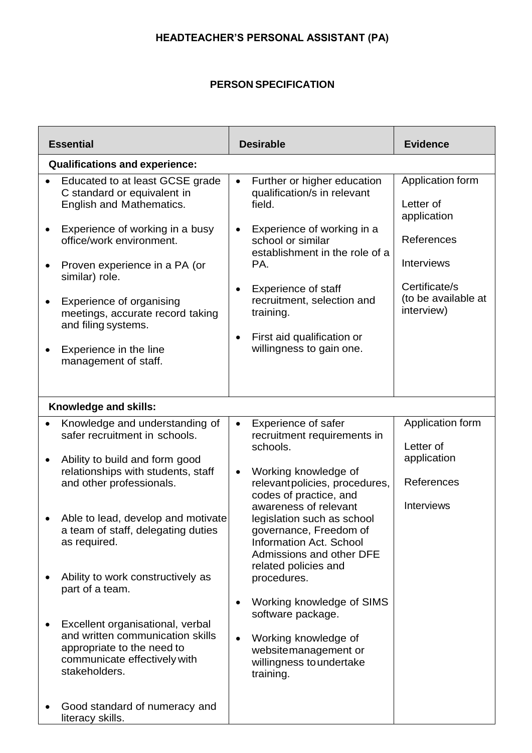# HEADTEACHER'S PERSONAL ASSISTANT (PA)

## PERSON SPECIFICATION

| Essential | Desirable | Evidence |
|---|---|---|
| **Qualifications and experience:** | | |
| • Educated to at least GCSE grade C standard or equivalent in English and Mathematics.<br><br>• Experience of working in a busy office/work environment.<br><br>• Proven experience in a PA (or similar) role.<br><br>• Experience of organising meetings, accurate record taking and filing systems.<br><br>• Experience in the line management of staff. | • Further or higher education qualification/s in relevant field.<br><br>• Experience of working in a school or similar establishment in the role of a PA.<br><br>• Experience of staff recruitment, selection and training.<br><br>• First aid qualification or willingness to gain one. | Application form<br><br>Letter of application<br><br>References<br><br>Interviews<br><br>Certificate/s (to be available at interview) |
| **Knowledge and skills:** | | |
| • Knowledge and understanding of safer recruitment in schools.<br><br>• Ability to build and form good relationships with students, staff and other professionals.<br><br>• Able to lead, develop and motivate a team of staff, delegating duties as required.<br><br>• Ability to work constructively as part of a team.<br><br>• Excellent organisational, verbal and written communication skills appropriate to the need to communicate effectively with stakeholders.<br><br>• Good standard of numeracy and literacy skills. | • Experience of safer recruitment requirements in schools.<br><br>• Working knowledge of relevant policies, procedures, codes of practice, and awareness of relevant legislation such as school governance, Freedom of Information Act. School Admissions and other DFE related policies and procedures.<br><br>• Working knowledge of SIMS software package.<br><br>• Working knowledge of website management or willingness to undertake training. | Application form<br><br>Letter of application<br><br>References<br><br>Interviews |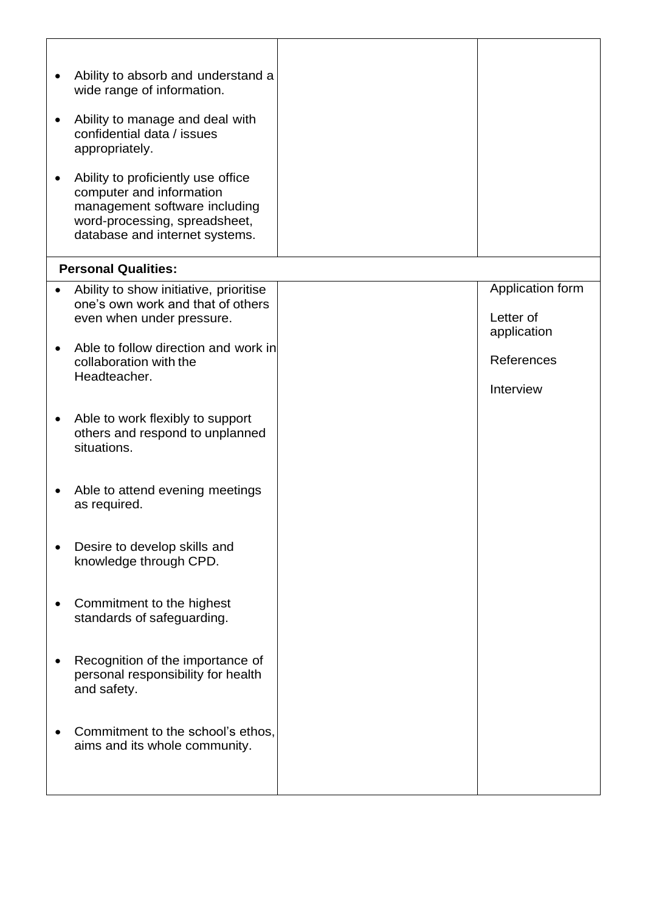| | | |
|---|---|---|
| • Ability to absorb and understand a wide range of information.<br><br>• Ability to manage and deal with confidential data / issues appropriately.<br><br>• Ability to proficiently use office computer and information management software including word-processing, spreadsheet, database and internet systems. | | |
| **Personal Qualities:** | | |
| • Ability to show initiative, prioritise one's own work and that of others even when under pressure.<br><br>• Able to follow direction and work in collaboration with the Headteacher.<br><br>• Able to work flexibly to support others and respond to unplanned situations.<br><br>• Able to attend evening meetings as required.<br><br>• Desire to develop skills and knowledge through CPD.<br><br>• Commitment to the highest standards of safeguarding.<br><br>• Recognition of the importance of personal responsibility for health and safety.<br><br>• Commitment to the school's ethos, aims and its whole community. | | Application form<br><br>Letter of application<br><br>References<br><br>Interview |